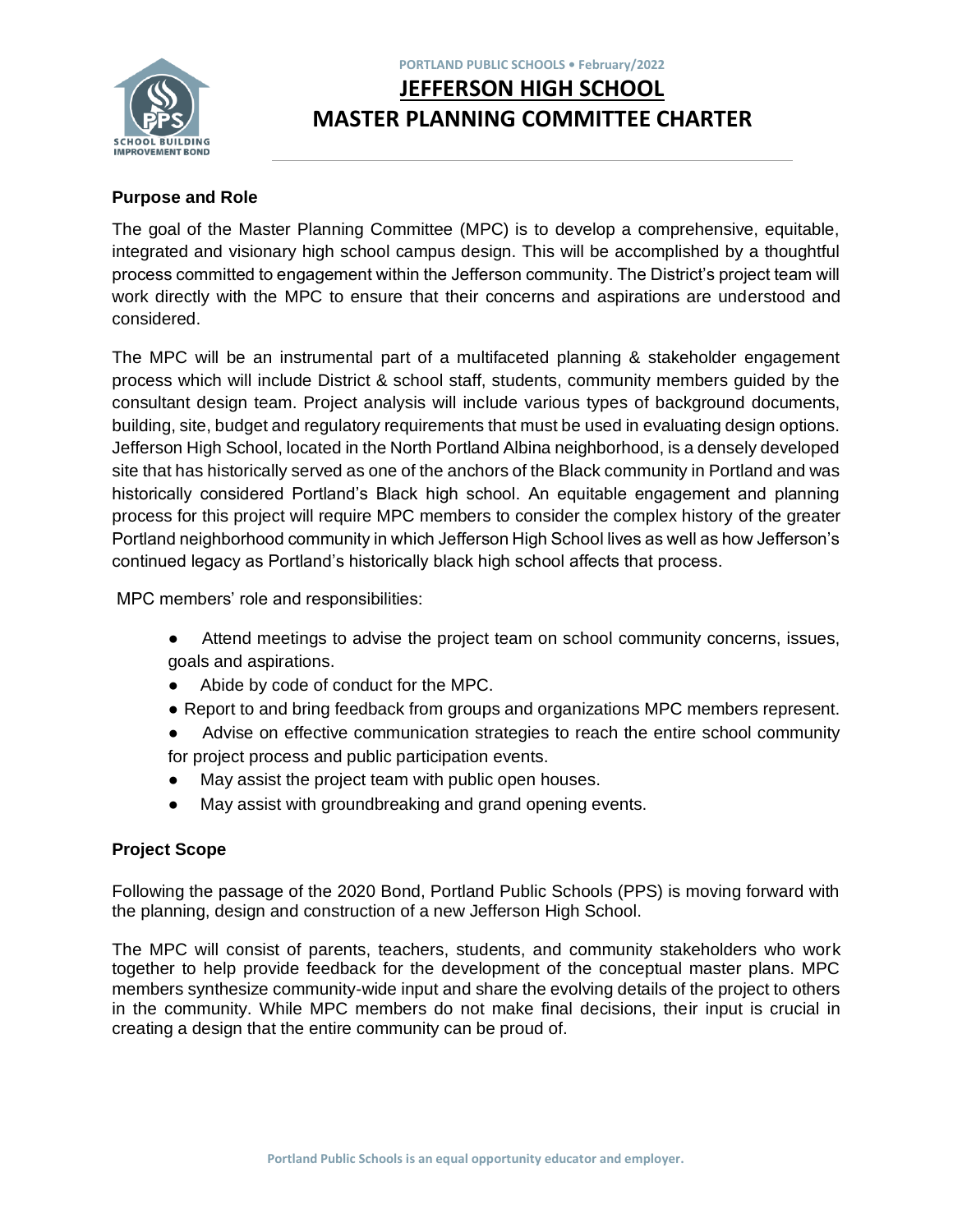PORTLAND PUBLIC SCHOOLS • February/2022

# JEFFERSON HIGH SCHOOL
# MASTER PLANNING COMMITTEE CHARTER

### Purpose and Role

The goal of the Master Planning Committee (MPC) is to develop a comprehensive, equitable, integrated and visionary high school campus design. This will be accomplished by a thoughtful process committed to engagement within the Jefferson community. The District's project team will work directly with the MPC to ensure that their concerns and aspirations are understood and considered.

The MPC will be an instrumental part of a multifaceted planning & stakeholder engagement process which will include District & school staff, students, community members guided by the consultant design team. Project analysis will include various types of background documents, building, site, budget and regulatory requirements that must be used in evaluating design options. Jefferson High School, located in the North Portland Albina neighborhood, is a densely developed site that has historically served as one of the anchors of the Black community in Portland and was historically considered Portland's Black high school. An equitable engagement and planning process for this project will require MPC members to consider the complex history of the greater Portland neighborhood community in which Jefferson High School lives as well as how Jefferson's continued legacy as Portland's historically black high school affects that process.

MPC members' role and responsibilities:

- Attend meetings to advise the project team on school community concerns, issues, goals and aspirations.
- Abide by code of conduct for the MPC.
- Report to and bring feedback from groups and organizations MPC members represent.
- Advise on effective communication strategies to reach the entire school community for project process and public participation events.
- May assist the project team with public open houses.
- May assist with groundbreaking and grand opening events.

### Project Scope

Following the passage of the 2020 Bond, Portland Public Schools (PPS) is moving forward with the planning, design and construction of a new Jefferson High School.

The MPC will consist of parents, teachers, students, and community stakeholders who work together to help provide feedback for the development of the conceptual master plans. MPC members synthesize community-wide input and share the evolving details of the project to others in the community. While MPC members do not make final decisions, their input is crucial in creating a design that the entire community can be proud of.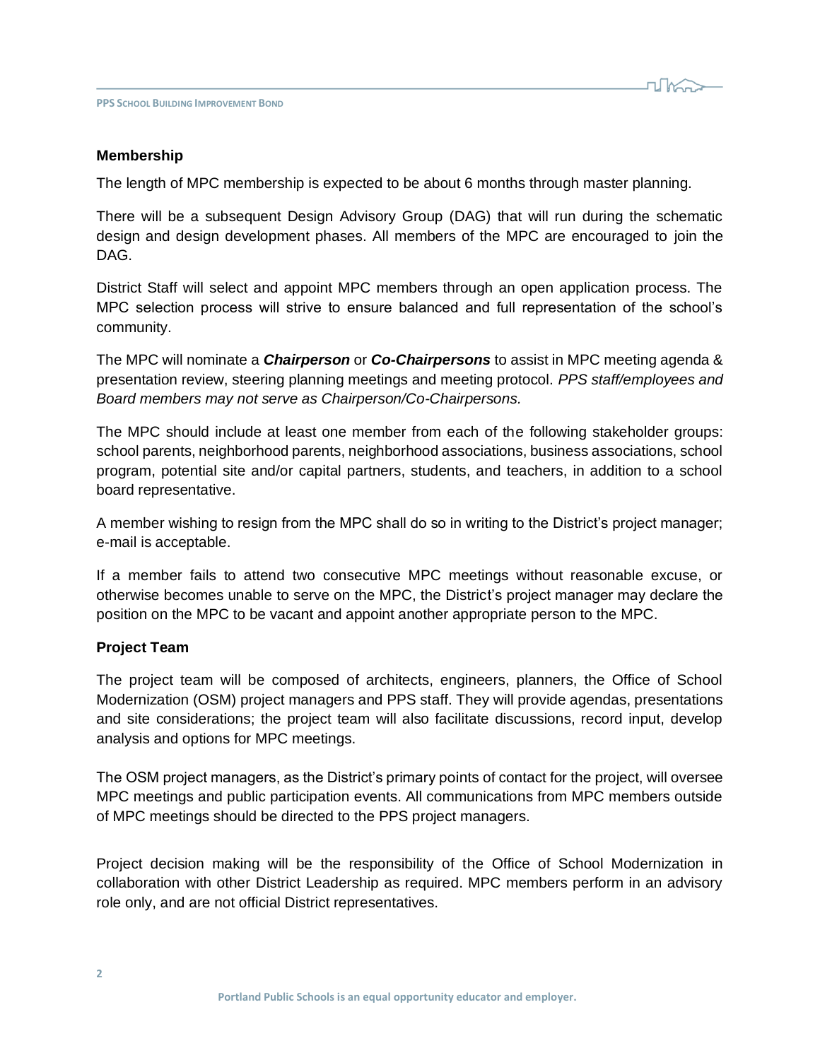## Membership

The length of MPC membership is expected to be about 6 months through master planning.

There will be a subsequent Design Advisory Group (DAG) that will run during the schematic design and design development phases. All members of the MPC are encouraged to join the DAG.

District Staff will select and appoint MPC members through an open application process. The MPC selection process will strive to ensure balanced and full representation of the school's community.

The MPC will nominate a ***Chairperson*** or ***Co-Chairpersons*** to assist in MPC meeting agenda & presentation review, steering planning meetings and meeting protocol. *PPS staff/employees and Board members may not serve as Chairperson/Co-Chairpersons.*

The MPC should include at least one member from each of the following stakeholder groups: school parents, neighborhood parents, neighborhood associations, business associations, school program, potential site and/or capital partners, students, and teachers, in addition to a school board representative.

A member wishing to resign from the MPC shall do so in writing to the District's project manager; e-mail is acceptable.

If a member fails to attend two consecutive MPC meetings without reasonable excuse, or otherwise becomes unable to serve on the MPC, the District's project manager may declare the position on the MPC to be vacant and appoint another appropriate person to the MPC.

## Project Team

The project team will be composed of architects, engineers, planners, the Office of School Modernization (OSM) project managers and PPS staff. They will provide agendas, presentations and site considerations; the project team will also facilitate discussions, record input, develop analysis and options for MPC meetings.

The OSM project managers, as the District's primary points of contact for the project, will oversee MPC meetings and public participation events. All communications from MPC members outside of MPC meetings should be directed to the PPS project managers.

Project decision making will be the responsibility of the Office of School Modernization in collaboration with other District Leadership as required. MPC members perform in an advisory role only, and are not official District representatives.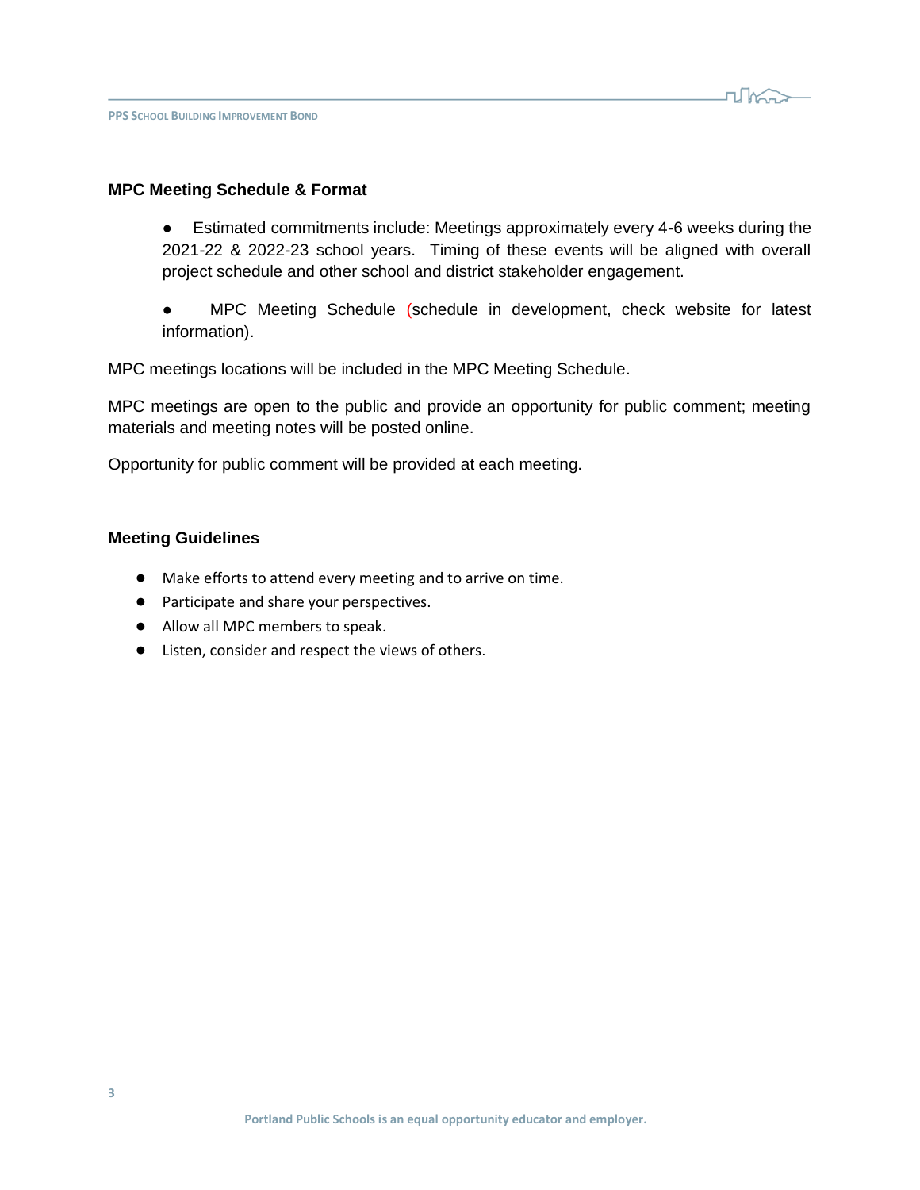### MPC Meeting Schedule & Format

- Estimated commitments include: Meetings approximately every 4-6 weeks during the 2021-22 & 2022-23 school years. Timing of these events will be aligned with overall project schedule and other school and district stakeholder engagement.
- MPC Meeting Schedule (schedule in development, check website for latest information).

MPC meetings locations will be included in the MPC Meeting Schedule.

MPC meetings are open to the public and provide an opportunity for public comment; meeting materials and meeting notes will be posted online.

Opportunity for public comment will be provided at each meeting.

### Meeting Guidelines

- Make efforts to attend every meeting and to arrive on time.
- Participate and share your perspectives.
- Allow all MPC members to speak.
- Listen, consider and respect the views of others.